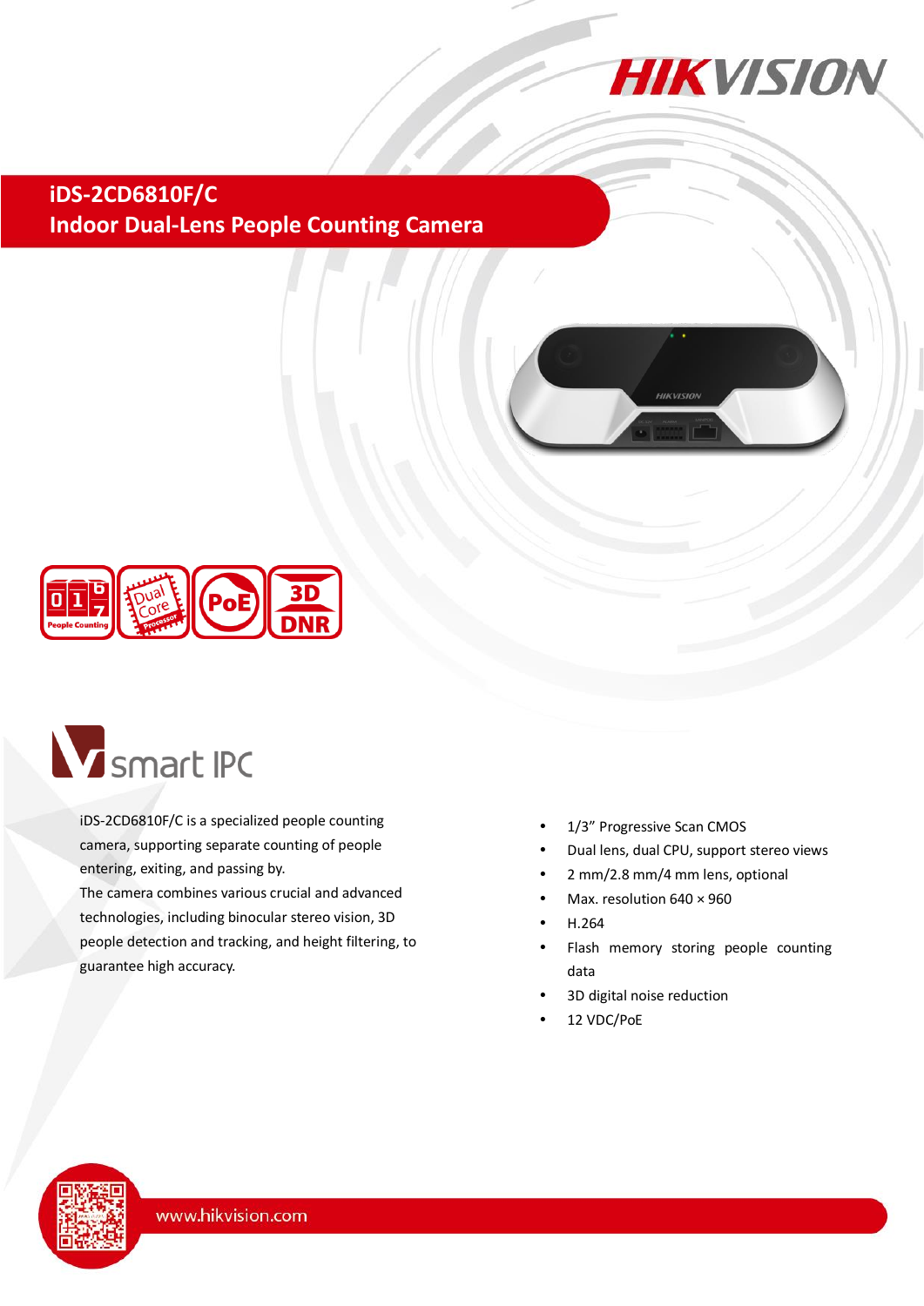# iDS-2CD6810F/C
## Indoor Dual-Lens People Counting Camera

smart IPC

iDS-2CD6810F/C is a specialized people counting camera, supporting separate counting of people entering, exiting, and passing by.

The camera combines various crucial and advanced technologies, including binocular stereo vision, 3D people detection and tracking, and height filtering, to guarantee high accuracy.

- 1/3" Progressive Scan CMOS
- Dual lens, dual CPU, support stereo views
- 2 mm/2.8 mm/4 mm lens, optional
- Max. resolution 640 × 960
- H.264
- Flash memory storing people counting data
- 3D digital noise reduction
- 12 VDC/PoE

www.hikvision.com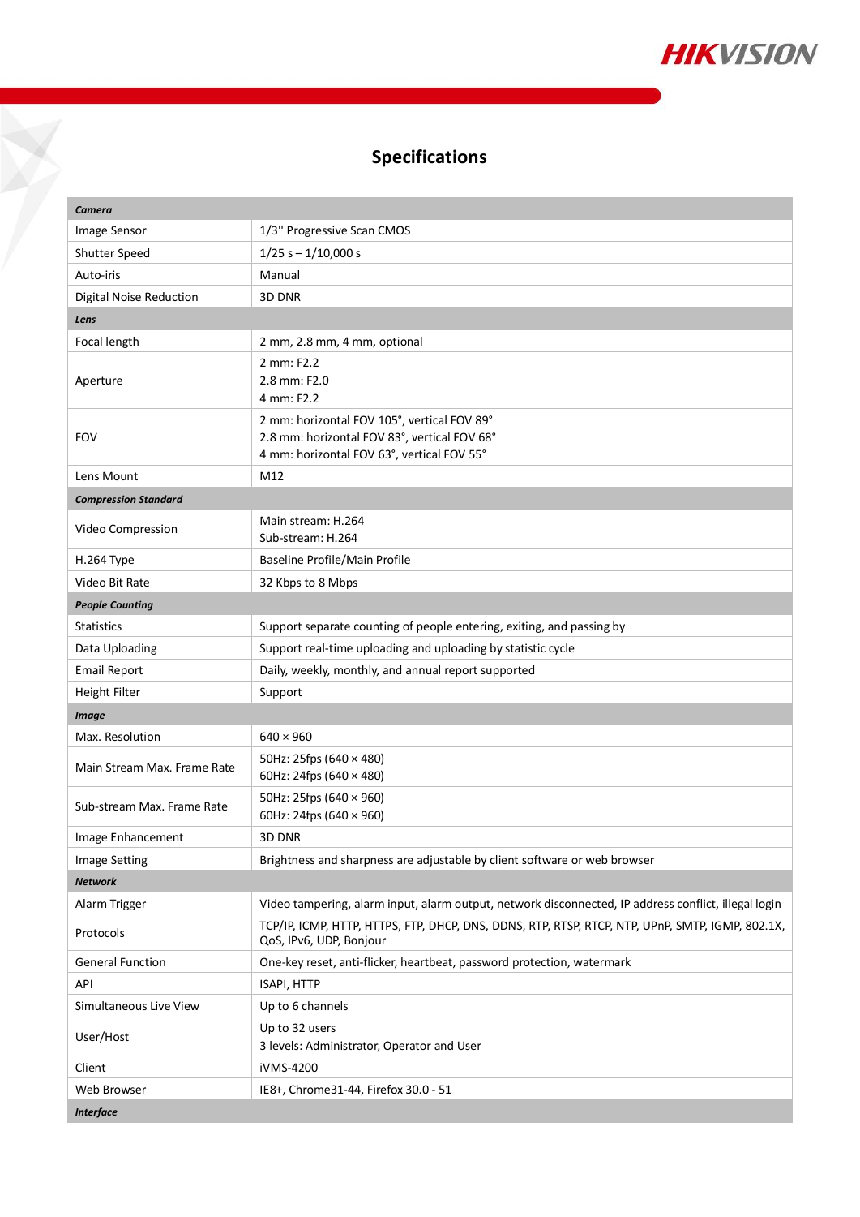## Specifications

| | |
|---|---|
| ***Camera*** | |
| Image Sensor | 1/3" Progressive Scan CMOS |
| Shutter Speed | 1/25 s – 1/10,000 s |
| Auto-iris | Manual |
| Digital Noise Reduction | 3D DNR |
| ***Lens*** | |
| Focal length | 2 mm, 2.8 mm, 4 mm, optional |
| Aperture | 2 mm: F2.2<br>2.8 mm: F2.0<br>4 mm: F2.2 |
| FOV | 2 mm: horizontal FOV 105°, vertical FOV 89°<br>2.8 mm: horizontal FOV 83°, vertical FOV 68°<br>4 mm: horizontal FOV 63°, vertical FOV 55° |
| Lens Mount | M12 |
| ***Compression Standard*** | |
| Video Compression | Main stream: H.264<br>Sub-stream: H.264 |
| H.264 Type | Baseline Profile/Main Profile |
| Video Bit Rate | 32 Kbps to 8 Mbps |
| ***People Counting*** | |
| Statistics | Support separate counting of people entering, exiting, and passing by |
| Data Uploading | Support real-time uploading and uploading by statistic cycle |
| Email Report | Daily, weekly, monthly, and annual report supported |
| Height Filter | Support |
| ***Image*** | |
| Max. Resolution | 640 × 960 |
| Main Stream Max. Frame Rate | 50Hz: 25fps (640 × 480)<br>60Hz: 24fps (640 × 480) |
| Sub-stream Max. Frame Rate | 50Hz: 25fps (640 × 960)<br>60Hz: 24fps (640 × 960) |
| Image Enhancement | 3D DNR |
| Image Setting | Brightness and sharpness are adjustable by client software or web browser |
| ***Network*** | |
| Alarm Trigger | Video tampering, alarm input, alarm output, network disconnected, IP address conflict, illegal login |
| Protocols | TCP/IP, ICMP, HTTP, HTTPS, FTP, DHCP, DNS, DDNS, RTP, RTSP, RTCP, NTP, UPnP, SMTP, IGMP, 802.1X, QoS, IPv6, UDP, Bonjour |
| General Function | One-key reset, anti-flicker, heartbeat, password protection, watermark |
| API | ISAPI, HTTP |
| Simultaneous Live View | Up to 6 channels |
| User/Host | Up to 32 users<br>3 levels: Administrator, Operator and User |
| Client | iVMS-4200 |
| Web Browser | IE8+, Chrome31-44, Firefox 30.0 - 51 |
| ***Interface*** | |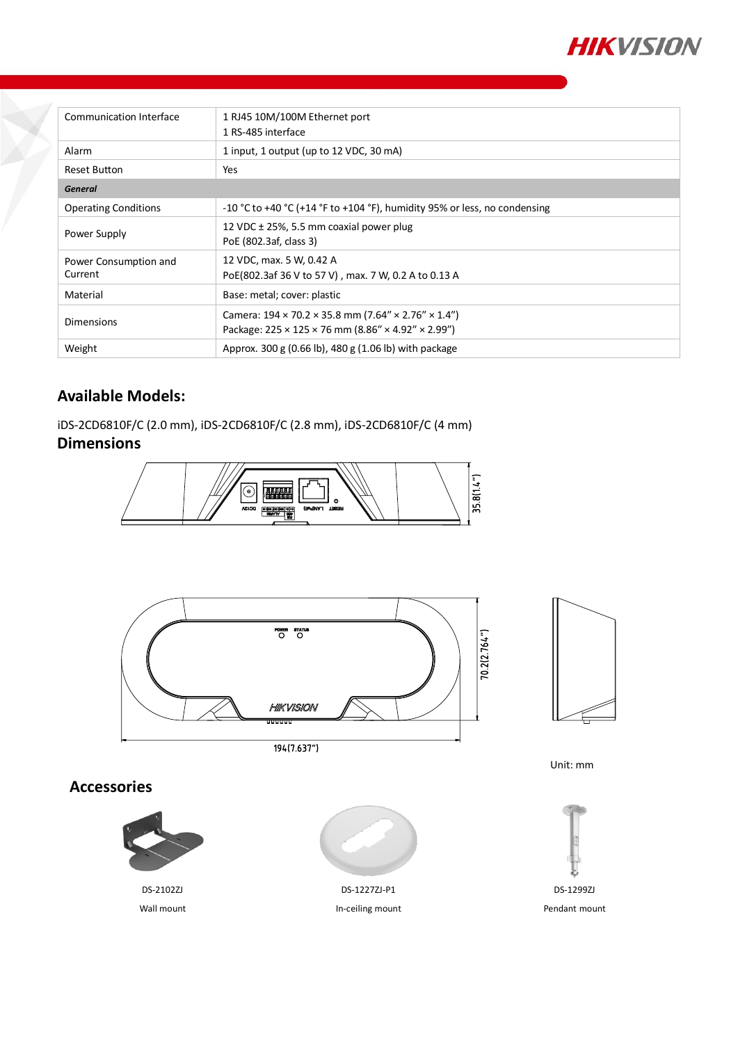| | |
|---|---|
| Communication Interface | 1 RJ45 10M/100M Ethernet port<br>1 RS-485 interface |
| Alarm | 1 input, 1 output (up to 12 VDC, 30 mA) |
| Reset Button | Yes |
| ***General*** | |
| Operating Conditions | -10 °C to +40 °C (+14 °F to +104 °F), humidity 95% or less, no condensing |
| Power Supply | 12 VDC ± 25%, 5.5 mm coaxial power plug<br>PoE (802.3af, class 3) |
| Power Consumption and Current | 12 VDC, max. 5 W, 0.42 A<br>PoE(802.3af 36 V to 57 V) , max. 7 W, 0.2 A to 0.13 A |
| Material | Base: metal; cover: plastic |
| Dimensions | Camera: 194 × 70.2 × 35.8 mm (7.64" × 2.76" × 1.4")<br>Package: 225 × 125 × 76 mm (8.86" × 4.92" × 2.99") |
| Weight | Approx. 300 g (0.66 lb), 480 g (1.06 lb) with package |

## Available Models:

iDS-2CD6810F/C (2.0 mm), iDS-2CD6810F/C (2.8 mm), iDS-2CD6810F/C (4 mm)

## Dimensions

35.8(1.4")

70.2(2.764")

194(7.637")

Unit: mm

## Accessories

DS-2102ZJ

Wall mount

DS-1227ZJ-P1

In-ceiling mount

DS-1299ZJ

Pendant mount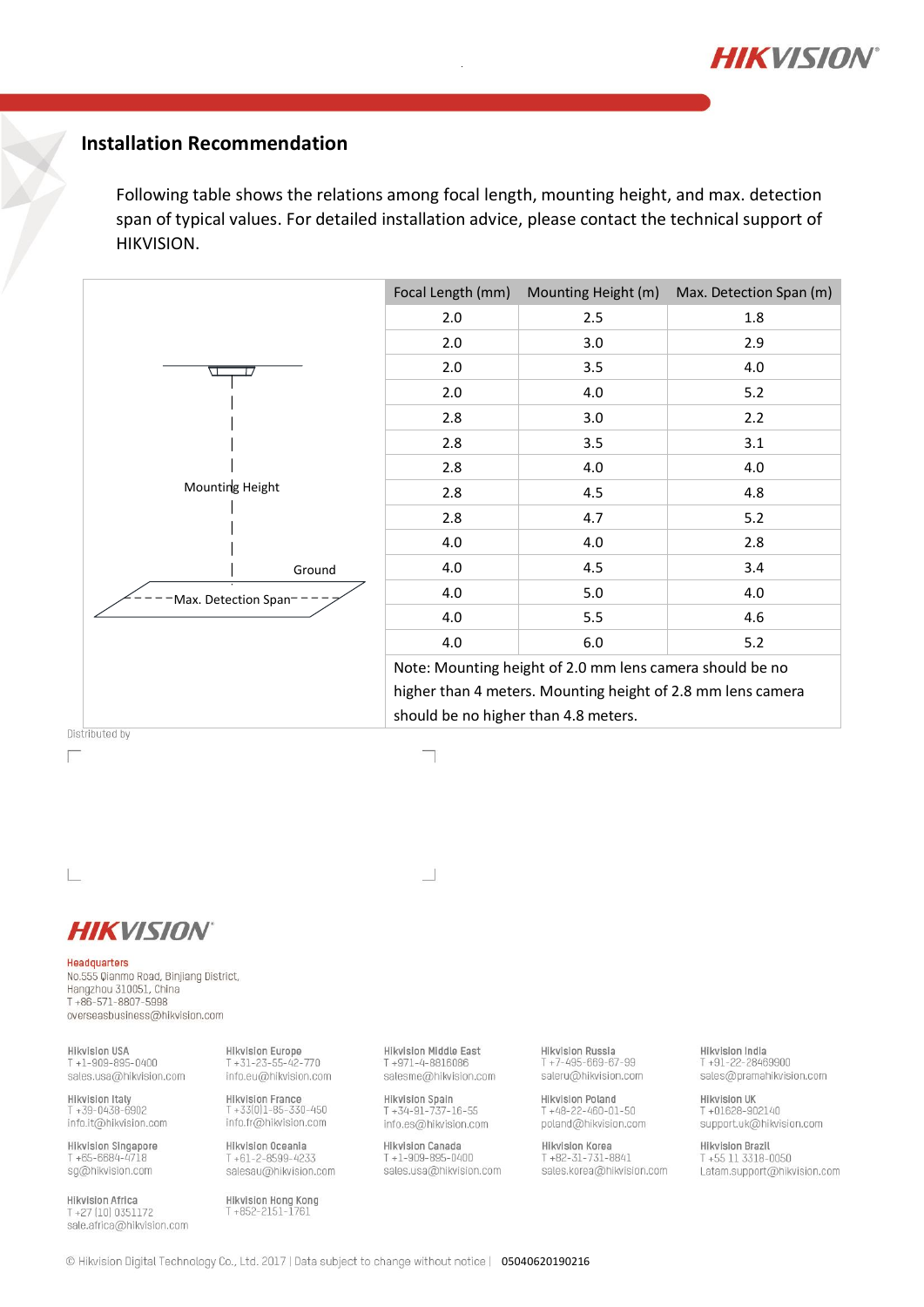## Installation Recommendation

Following table shows the relations among focal length, mounting height, and max. detection span of typical values. For detailed installation advice, please contact the technical support of HIKVISION.

Mounting Height

Ground

Max. Detection Span

| Focal Length (mm) | Mounting Height (m) | Max. Detection Span (m) |
|---|---|---|
| 2.0 | 2.5 | 1.8 |
| 2.0 | 3.0 | 2.9 |
| 2.0 | 3.5 | 4.0 |
| 2.0 | 4.0 | 5.2 |
| 2.8 | 3.0 | 2.2 |
| 2.8 | 3.5 | 3.1 |
| 2.8 | 4.0 | 4.0 |
| 2.8 | 4.5 | 4.8 |
| 2.8 | 4.7 | 5.2 |
| 4.0 | 4.0 | 2.8 |
| 4.0 | 4.5 | 3.4 |
| 4.0 | 5.0 | 4.0 |
| 4.0 | 5.5 | 4.6 |
| 4.0 | 6.0 | 5.2 |

Note: Mounting height of 2.0 mm lens camera should be no higher than 4 meters. Mounting height of 2.8 mm lens camera should be no higher than 4.8 meters.

Distributed by

**HIKVISION**

**Headquarters**
No.555 Qianmo Road, Binjiang District,
Hangzhou 310051, China
T +86-571-8807-5998
overseasbusiness@hikvision.com

**Hikvision USA**
T +1-909-895-0400
sales.usa@hikvision.com

**Hikvision Europe**
T +31-23-55-42-770
info.eu@hikvision.com

**Hikvision Middle East**
T +971-4-8816086
salesme@hikvision.com

**Hikvision Russia**
T +7-495-669-67-99
saleru@hikvision.com

**Hikvision India**
T +91-22-28469900
sales@pramahikvision.com

**Hikvision Italy**
T +39-0438-6902
info.it@hikvision.com

**Hikvision France**
T +33(0)1-85-330-450
info.fr@hikvision.com

**Hikvision Spain**
T +34-91-737-16-55
info.es@hikvision.com

**Hikvision Poland**
T +48-22-460-01-50
poland@hikvision.com

**Hikvision UK**
T +01628-902140
support.uk@hikvision.com

**Hikvision Singapore**
T +65-6684-4718
sg@hikvision.com

**Hikvision Oceania**
T +61-2-8599-4233
salesau@hikvision.com

**Hikvision Canada**
T +1-909-895-0400
sales.usa@hikvision.com

**Hikvision Korea**
T +82-31-731-8841
sales.korea@hikvision.com

**Hikvision Brazil**
T +55 11 3318-0050
Latam.support@hikvision.com

**Hikvision Africa**
T +27 (10) 0351172
sale.africa@hikvision.com

**Hikvision Hong Kong**
T +852-2151-1761

© Hikvision Digital Technology Co., Ltd. 2017 | Data subject to change without notice | 05040620190216